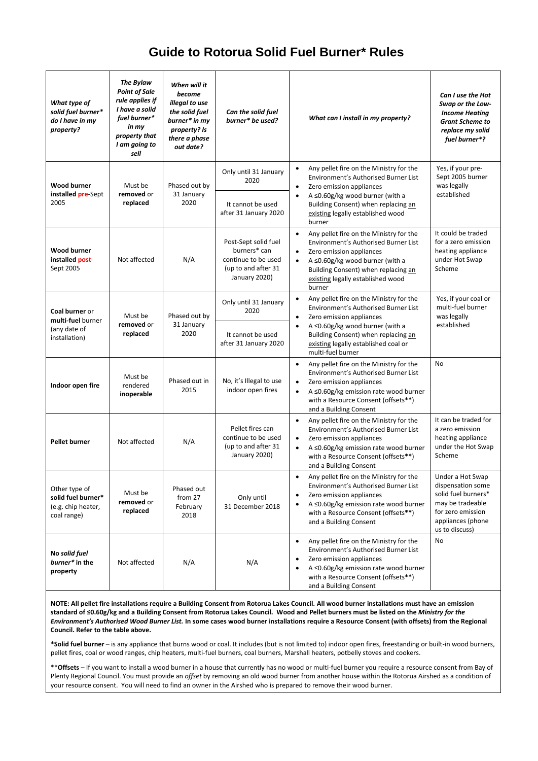# Guide to Rotorua Solid Fuel Burner* Rules

| *What type of solid fuel burner* do I have in my property?* | *The Bylaw Point of Sale rule applies if I have a solid fuel burner* in my property that I am going to sell* | *When will it become illegal to use the solid fuel burner* in my property? Is there a phase out date?* | *Can the solid fuel burner* be used?* | *What can I install in my property?* | *Can I use the Hot Swap or the Low-Income Heating Grant Scheme to replace my solid fuel burner*?* |
|---|---|---|---|---|---|
| **Wood burner installed pre-**Sept 2005 | Must be **removed** or **replaced** | Phased out by 31 January 2020 | Only until 31 January 2020<br><br>It cannot be used after 31 January 2020 | • Any pellet fire on the Ministry for the Environment's Authorised Burner List<br>• Zero emission appliances<br>• A ≤0.60g/kg wood burner (with a Building Consent) when replacing an existing legally established wood burner | Yes, if your pre-Sept 2005 burner was legally established |
| **Wood burner installed post-**Sept 2005 | Not affected | N/A | Post-Sept solid fuel burners* can continue to be used (up to and after 31 January 2020) | • Any pellet fire on the Ministry for the Environment's Authorised Burner List<br>• Zero emission appliances<br>• A ≤0.60g/kg wood burner (with a Building Consent) when replacing an existing legally established wood burner | It could be traded for a zero emission heating appliance under Hot Swap Scheme |
| **Coal burner** or **multi-fuel** burner (any date of installation) | Must be **removed** or **replaced** | Phased out by 31 January 2020 | Only until 31 January 2020<br><br>It cannot be used after 31 January 2020 | • Any pellet fire on the Ministry for the Environment's Authorised Burner List<br>• Zero emission appliances<br>• A ≤0.60g/kg wood burner (with a Building Consent) when replacing an existing legally established coal or multi-fuel burner | Yes, if your coal or multi-fuel burner was legally established |
| **Indoor open fire** | Must be rendered **inoperable** | Phased out in 2015 | No, it's Illegal to use indoor open fires | • Any pellet fire on the Ministry for the Environment's Authorised Burner List<br>• Zero emission appliances<br>• A ≤0.60g/kg emission rate wood burner with a Resource Consent (offsets**) and a Building Consent | No |
| **Pellet burner** | Not affected | N/A | Pellet fires can continue to be used (up to and after 31 January 2020) | • Any pellet fire on the Ministry for the Environment's Authorised Burner List<br>• Zero emission appliances<br>• A ≤0.60g/kg emission rate wood burner with a Resource Consent (offsets**) and a Building Consent | It can be traded for a zero emission heating appliance under the Hot Swap Scheme |
| Other type of **solid fuel burner*** (e.g. chip heater, coal range) | Must be **removed** or **replaced** | Phased out from 27 February 2018 | Only until 31 December 2018 | • Any pellet fire on the Ministry for the Environment's Authorised Burner List<br>• Zero emission appliances<br>• A ≤0.60g/kg emission rate wood burner with a Resource Consent (offsets**) and a Building Consent | Under a Hot Swap dispensation some solid fuel burners* may be tradeable for zero emission appliances (phone us to discuss) |
| **No *solid fuel burner** in the property** | Not affected | N/A | N/A | • Any pellet fire on the Ministry for the Environment's Authorised Burner List<br>• Zero emission appliances<br>• A ≤0.60g/kg emission rate wood burner with a Resource Consent (offsets**) and a Building Consent | No |

**NOTE: All pellet fire installations require a Building Consent from Rotorua Lakes Council. All wood burner installations must have an emission standard of ≤0.60g/kg and a Building Consent from Rotorua Lakes Council. Wood and Pellet burners must be listed on the *Ministry for the Environment's Authorised Wood Burner List.* In some cases wood burner installations require a Resource Consent (with offsets) from the Regional Council. Refer to the table above.**

***Solid fuel burner** – is any appliance that burns wood or coal. It includes (but is not limited to) indoor open fires, freestanding or built-in wood burners, pellet fires, coal or wood ranges, chip heaters, multi-fuel burners, coal burners, Marshall heaters, potbelly stoves and cookers.

****Offsets** – If you want to install a wood burner in a house that currently has no wood or multi-fuel burner you require a resource consent from Bay of Plenty Regional Council. You must provide an *offset* by removing an old wood burner from another house within the Rotorua Airshed as a condition of your resource consent. You will need to find an owner in the Airshed who is prepared to remove their wood burner.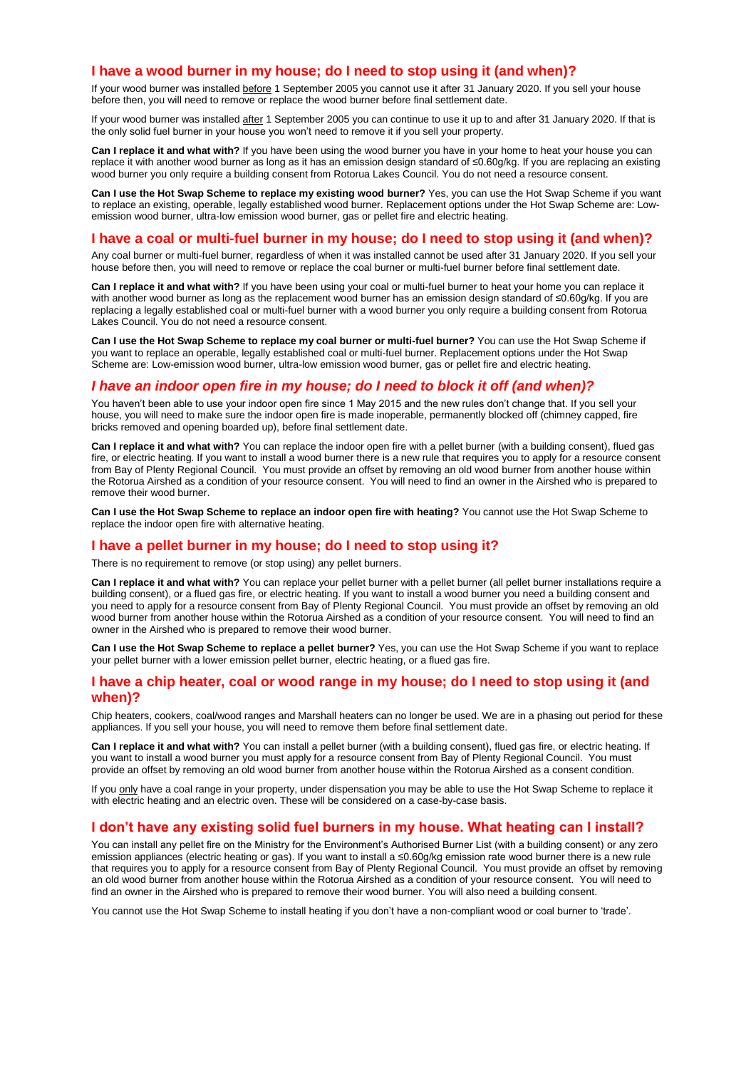## I have a wood burner in my house; do I need to stop using it (and when)?

If your wood burner was installed <u>before</u> 1 September 2005 you cannot use it after 31 January 2020. If you sell your house before then, you will need to remove or replace the wood burner before final settlement date.

If your wood burner was installed <u>after</u> 1 September 2005 you can continue to use it up to and after 31 January 2020. If that is the only solid fuel burner in your house you won't need to remove it if you sell your property.

**Can I replace it and what with?** If you have been using the wood burner you have in your home to heat your house you can replace it with another wood burner as long as it has an emission design standard of ≤0.60g/kg. If you are replacing an existing wood burner you only require a building consent from Rotorua Lakes Council. You do not need a resource consent.

**Can I use the Hot Swap Scheme to replace my existing wood burner?** Yes, you can use the Hot Swap Scheme if you want to replace an existing, operable, legally established wood burner. Replacement options under the Hot Swap Scheme are: Low-emission wood burner, ultra-low emission wood burner, gas or pellet fire and electric heating.

## I have a coal or multi-fuel burner in my house; do I need to stop using it (and when)?

Any coal burner or multi-fuel burner, regardless of when it was installed cannot be used after 31 January 2020. If you sell your house before then, you will need to remove or replace the coal burner or multi-fuel burner before final settlement date.

**Can I replace it and what with?** If you have been using your coal or multi-fuel burner to heat your home you can replace it with another wood burner as long as the replacement wood burner has an emission design standard of ≤0.60g/kg. If you are replacing a legally established coal or multi-fuel burner with a wood burner you only require a building consent from Rotorua Lakes Council. You do not need a resource consent.

**Can I use the Hot Swap Scheme to replace my coal burner or multi-fuel burner?** You can use the Hot Swap Scheme if you want to replace an operable, legally established coal or multi-fuel burner. Replacement options under the Hot Swap Scheme are: Low-emission wood burner, ultra-low emission wood burner, gas or pellet fire and electric heating.

## *I have an indoor open fire in my house; do I need to block it off (and when)?*

You haven't been able to use your indoor open fire since 1 May 2015 and the new rules don't change that. If you sell your house, you will need to make sure the indoor open fire is made inoperable, permanently blocked off (chimney capped, fire bricks removed and opening boarded up), before final settlement date.

**Can I replace it and what with?** You can replace the indoor open fire with a pellet burner (with a building consent), flued gas fire, or electric heating. If you want to install a wood burner there is a new rule that requires you to apply for a resource consent from Bay of Plenty Regional Council. You must provide an offset by removing an old wood burner from another house within the Rotorua Airshed as a condition of your resource consent. You will need to find an owner in the Airshed who is prepared to remove their wood burner.

**Can I use the Hot Swap Scheme to replace an indoor open fire with heating?** You cannot use the Hot Swap Scheme to replace the indoor open fire with alternative heating.

## I have a pellet burner in my house; do I need to stop using it?

There is no requirement to remove (or stop using) any pellet burners.

**Can I replace it and what with?** You can replace your pellet burner with a pellet burner (all pellet burner installations require a building consent), or a flued gas fire, or electric heating. If you want to install a wood burner you need a building consent and you need to apply for a resource consent from Bay of Plenty Regional Council. You must provide an offset by removing an old wood burner from another house within the Rotorua Airshed as a condition of your resource consent. You will need to find an owner in the Airshed who is prepared to remove their wood burner.

**Can I use the Hot Swap Scheme to replace a pellet burner?** Yes, you can use the Hot Swap Scheme if you want to replace your pellet burner with a lower emission pellet burner, electric heating, or a flued gas fire.

## I have a chip heater, coal or wood range in my house; do I need to stop using it (and when)?

Chip heaters, cookers, coal/wood ranges and Marshall heaters can no longer be used. We are in a phasing out period for these appliances. If you sell your house, you will need to remove them before final settlement date.

**Can I replace it and what with?** You can install a pellet burner (with a building consent), flued gas fire, or electric heating. If you want to install a wood burner you must apply for a resource consent from Bay of Plenty Regional Council. You must provide an offset by removing an old wood burner from another house within the Rotorua Airshed as a consent condition.

If you <u>only</u> have a coal range in your property, under dispensation you may be able to use the Hot Swap Scheme to replace it with electric heating and an electric oven. These will be considered on a case-by-case basis.

## I don't have any existing solid fuel burners in my house. What heating can I install?

You can install any pellet fire on the Ministry for the Environment's Authorised Burner List (with a building consent) or any zero emission appliances (electric heating or gas). If you want to install a ≤0.60g/kg emission rate wood burner there is a new rule that requires you to apply for a resource consent from Bay of Plenty Regional Council. You must provide an offset by removing an old wood burner from another house within the Rotorua Airshed as a condition of your resource consent. You will need to find an owner in the Airshed who is prepared to remove their wood burner. You will also need a building consent.

You cannot use the Hot Swap Scheme to install heating if you don't have a non-compliant wood or coal burner to 'trade'.